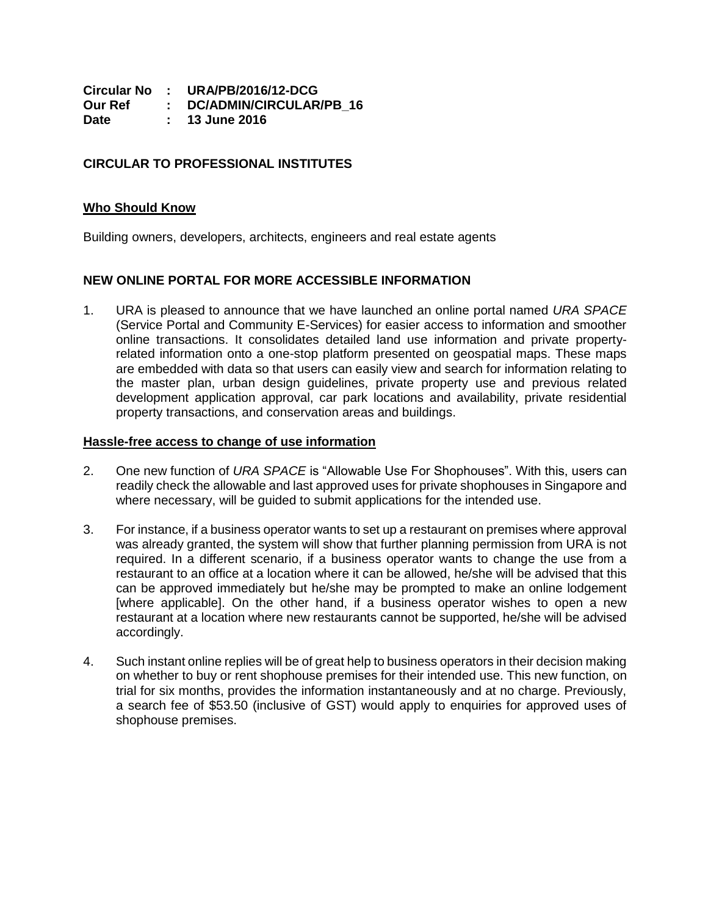**Circular No : URA/PB/2016/12-DCG**
**Our Ref : DC/ADMIN/CIRCULAR/PB_16**
**Date : 13 June 2016**

**CIRCULAR TO PROFESSIONAL INSTITUTES**

**Who Should Know**

Building owners, developers, architects, engineers and real estate agents

## NEW ONLINE PORTAL FOR MORE ACCESSIBLE INFORMATION

1. URA is pleased to announce that we have launched an online portal named *URA SPACE* (Service Portal and Community E-Services) for easier access to information and smoother online transactions. It consolidates detailed land use information and private property-related information onto a one-stop platform presented on geospatial maps. These maps are embedded with data so that users can easily view and search for information relating to the master plan, urban design guidelines, private property use and previous related development application approval, car park locations and availability, private residential property transactions, and conservation areas and buildings.

**Hassle-free access to change of use information**

2. One new function of *URA SPACE* is "Allowable Use For Shophouses". With this, users can readily check the allowable and last approved uses for private shophouses in Singapore and where necessary, will be guided to submit applications for the intended use.

3. For instance, if a business operator wants to set up a restaurant on premises where approval was already granted, the system will show that further planning permission from URA is not required. In a different scenario, if a business operator wants to change the use from a restaurant to an office at a location where it can be allowed, he/she will be advised that this can be approved immediately but he/she may be prompted to make an online lodgement [where applicable]. On the other hand, if a business operator wishes to open a new restaurant at a location where new restaurants cannot be supported, he/she will be advised accordingly.

4. Such instant online replies will be of great help to business operators in their decision making on whether to buy or rent shophouse premises for their intended use. This new function, on trial for six months, provides the information instantaneously and at no charge. Previously, a search fee of $53.50 (inclusive of GST) would apply to enquiries for approved uses of shophouse premises.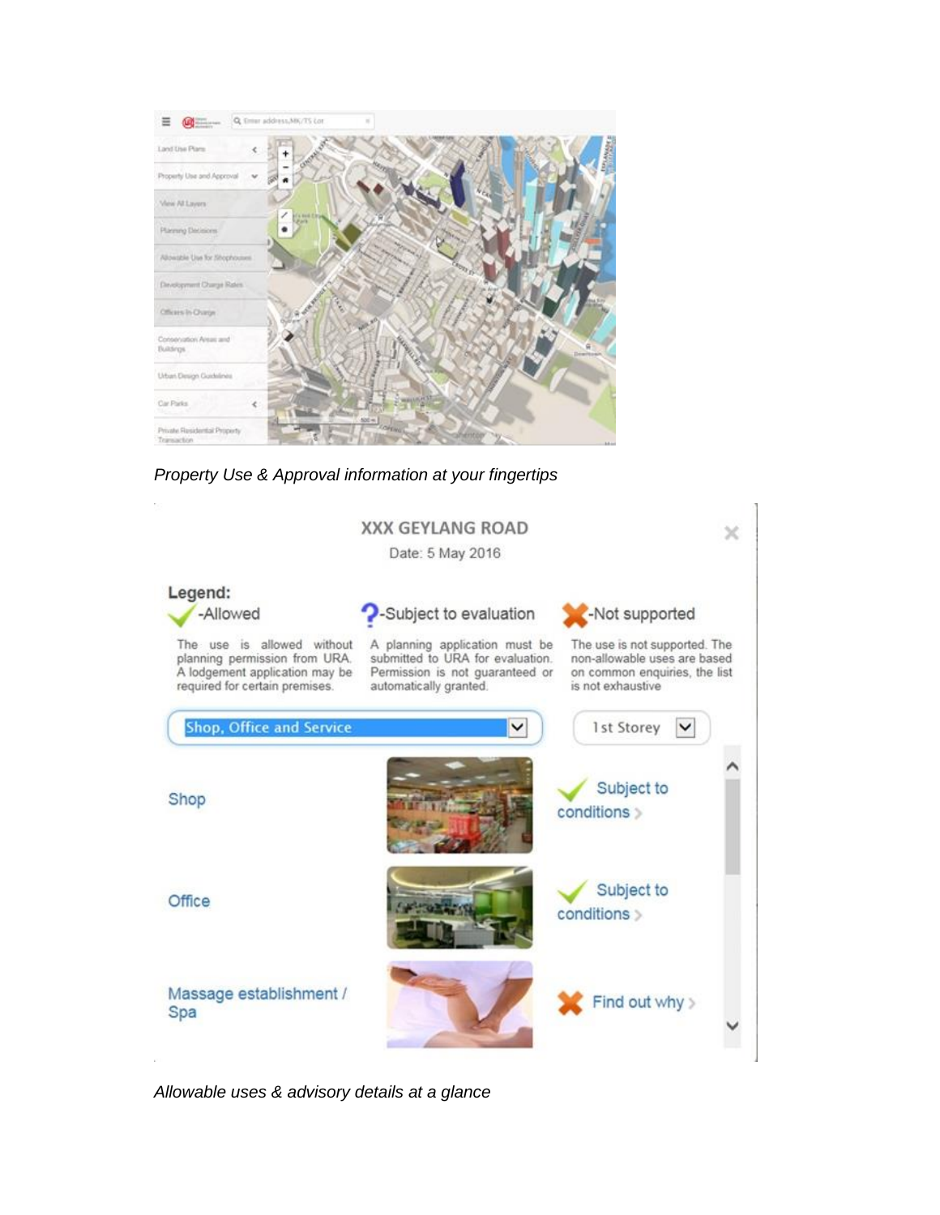*Property Use & Approval information at your fingertips*

*Allowable uses & advisory details at a glance*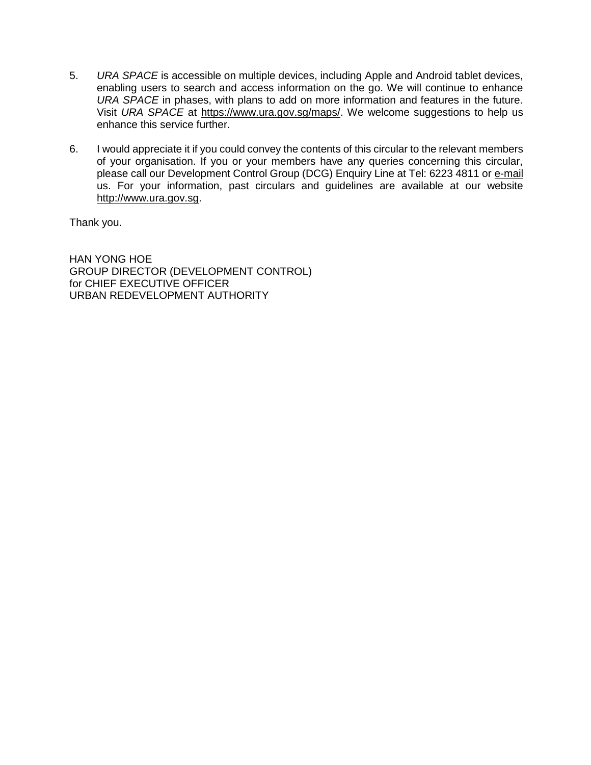5. *URA SPACE* is accessible on multiple devices, including Apple and Android tablet devices, enabling users to search and access information on the go. We will continue to enhance *URA SPACE* in phases, with plans to add on more information and features in the future. Visit *URA SPACE* at https://www.ura.gov.sg/maps/. We welcome suggestions to help us enhance this service further.

6. I would appreciate it if you could convey the contents of this circular to the relevant members of your organisation. If you or your members have any queries concerning this circular, please call our Development Control Group (DCG) Enquiry Line at Tel: 6223 4811 or e-mail us. For your information, past circulars and guidelines are available at our website http://www.ura.gov.sg.

Thank you.

HAN YONG HOE
GROUP DIRECTOR (DEVELOPMENT CONTROL)
for CHIEF EXECUTIVE OFFICER
URBAN REDEVELOPMENT AUTHORITY